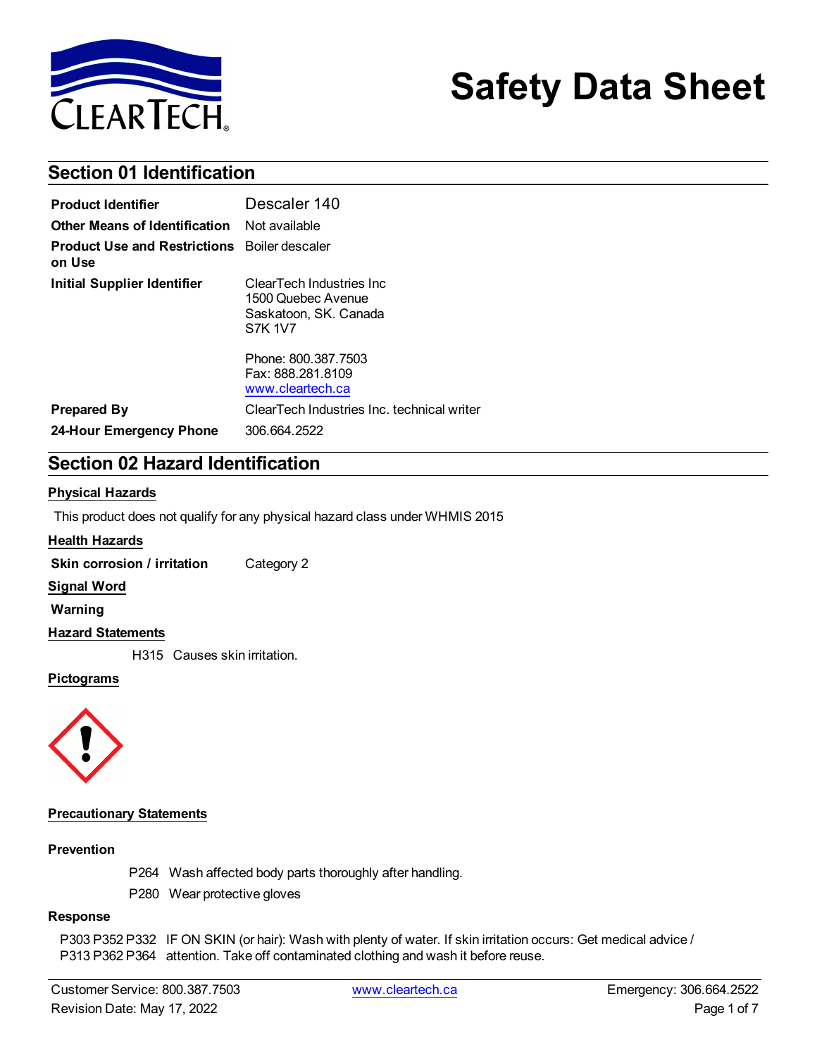# Safety Data Sheet

## Section 01 Identification

| | |
|---|---|
| **Product Identifier** | Descaler 140 |
| **Other Means of Identification** | Not available |
| **Product Use and Restrictions on Use** | Boiler descaler |
| **Initial Supplier Identifier** | ClearTech Industries Inc<br>1500 Quebec Avenue<br>Saskatoon, SK. Canada<br>S7K 1V7<br><br>Phone: 800.387.7503<br>Fax: 888.281.8109<br>www.cleartech.ca |
| **Prepared By** | ClearTech Industries Inc. technical writer |
| **24-Hour Emergency Phone** | 306.664.2522 |

## Section 02 Hazard Identification

### Physical Hazards

This product does not qualify for any physical hazard class under WHMIS 2015

### Health Hazards

**Skin corrosion / irritation** Category 2

### Signal Word

**Warning**

### Hazard Statements

H315 Causes skin irritation.

### Pictograms

### Precautionary Statements

**Prevention**

P264 Wash affected body parts thoroughly after handling.

P280 Wear protective gloves

**Response**

P303 P352 P332 P313 P362 P364 IF ON SKIN (or hair): Wash with plenty of water. If skin irritation occurs: Get medical advice / attention. Take off contaminated clothing and wash it before reuse.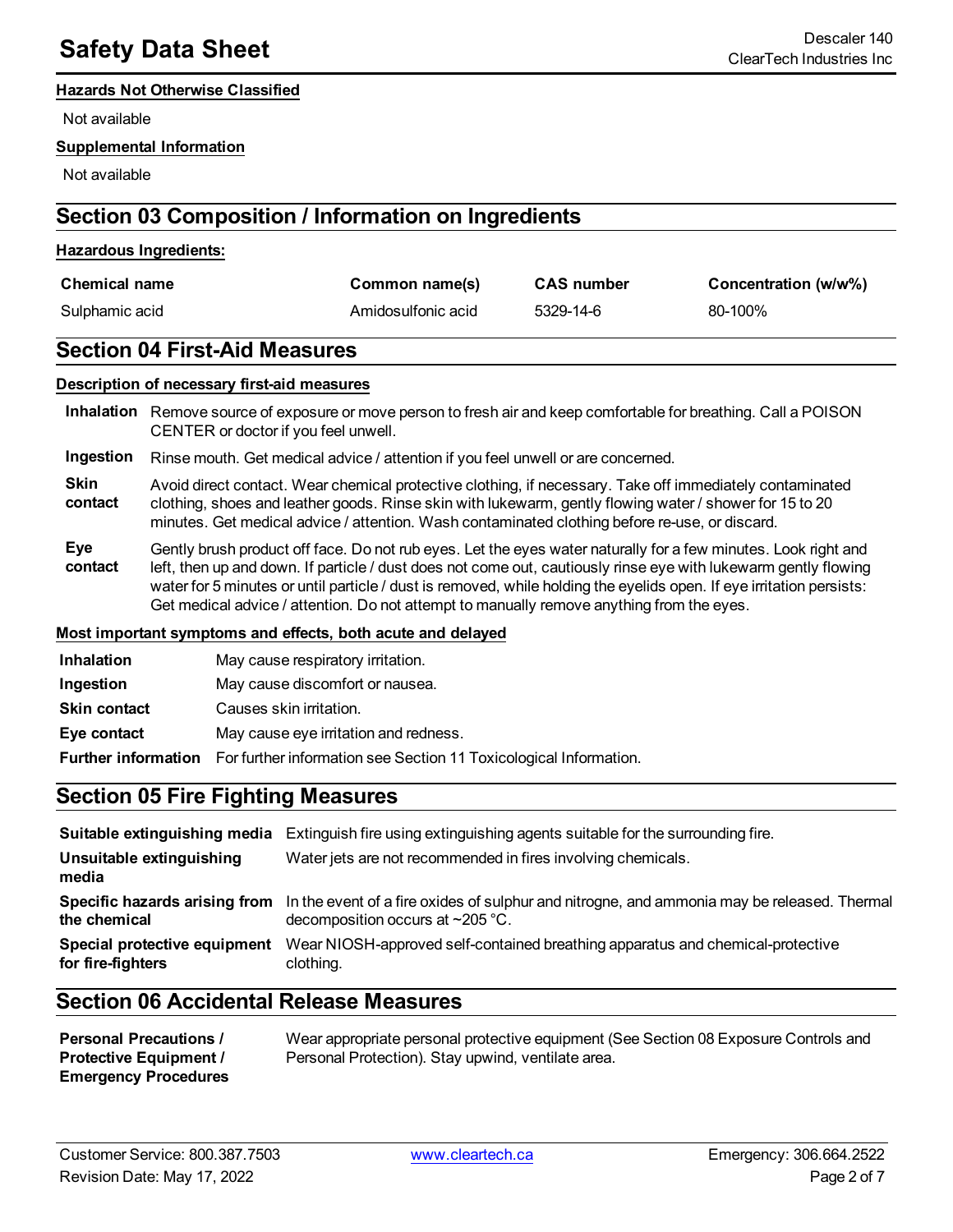#### Hazards Not Otherwise Classified

Not available

#### Supplemental Information

Not available

## Section 03 Composition / Information on Ingredients

#### Hazardous Ingredients:

| Chemical name | Common name(s) | CAS number | Concentration (w/w%) |
|---|---|---|---|
| Sulphamic acid | Amidosulfonic acid | 5329-14-6 | 80-100% |

## Section 04 First-Aid Measures

#### Description of necessary first-aid measures

**Inhalation** Remove source of exposure or move person to fresh air and keep comfortable for breathing. Call a POISON CENTER or doctor if you feel unwell.

**Ingestion** Rinse mouth. Get medical advice / attention if you feel unwell or are concerned.

**Skin contact** Avoid direct contact. Wear chemical protective clothing, if necessary. Take off immediately contaminated clothing, shoes and leather goods. Rinse skin with lukewarm, gently flowing water / shower for 15 to 20 minutes. Get medical advice / attention. Wash contaminated clothing before re-use, or discard.

**Eye contact** Gently brush product off face. Do not rub eyes. Let the eyes water naturally for a few minutes. Look right and left, then up and down. If particle / dust does not come out, cautiously rinse eye with lukewarm gently flowing water for 5 minutes or until particle / dust is removed, while holding the eyelids open. If eye irritation persists: Get medical advice / attention. Do not attempt to manually remove anything from the eyes.

#### Most important symptoms and effects, both acute and delayed

| | |
|---|---|
| **Inhalation** | May cause respiratory irritation. |
| **Ingestion** | May cause discomfort or nausea. |
| **Skin contact** | Causes skin irritation. |
| **Eye contact** | May cause eye irritation and redness. |
| **Further information** | For further information see Section 11 Toxicological Information. |

## Section 05 Fire Fighting Measures

| | |
|---|---|
| **Suitable extinguishing media** | Extinguish fire using extinguishing agents suitable for the surrounding fire. |
| **Unsuitable extinguishing media** | Water jets are not recommended in fires involving chemicals. |
| **Specific hazards arising from the chemical** | In the event of a fire oxides of sulphur and nitrogne, and ammonia may be released. Thermal decomposition occurs at ~205 °C. |
| **Special protective equipment for fire-fighters** | Wear NIOSH-approved self-contained breathing apparatus and chemical-protective clothing. |

## Section 06 Accidental Release Measures

| | |
|---|---|
| **Personal Precautions / Protective Equipment / Emergency Procedures** | Wear appropriate personal protective equipment (See Section 08 Exposure Controls and Personal Protection). Stay upwind, ventilate area. |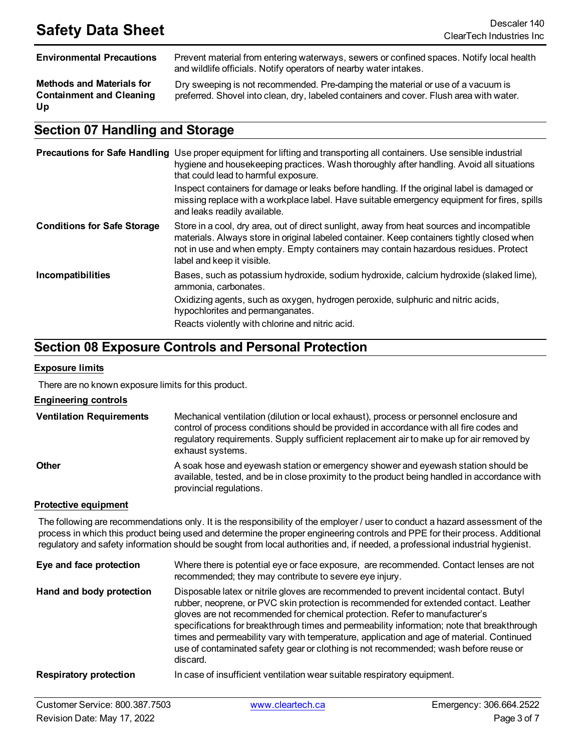| | |
|---|---|
| **Environmental Precautions** | Prevent material from entering waterways, sewers or confined spaces. Notify local health and wildlife officials. Notify operators of nearby water intakes. |
| **Methods and Materials for Containment and Cleaning Up** | Dry sweeping is not recommended. Pre-damping the material or use of a vacuum is preferred. Shovel into clean, dry, labeled containers and cover. Flush area with water. |

## Section 07 Handling and Storage

| | |
|---|---|
| **Precautions for Safe Handling** | Use proper equipment for lifting and transporting all containers. Use sensible industrial hygiene and housekeeping practices. Wash thoroughly after handling. Avoid all situations that could lead to harmful exposure.<br><br>Inspect containers for damage or leaks before handling. If the original label is damaged or missing replace with a workplace label. Have suitable emergency equipment for fires, spills and leaks readily available. |
| **Conditions for Safe Storage** | Store in a cool, dry area, out of direct sunlight, away from heat sources and incompatible materials. Always store in original labeled container. Keep containers tightly closed when not in use and when empty. Empty containers may contain hazardous residues. Protect label and keep it visible. |
| **Incompatibilities** | Bases, such as potassium hydroxide, sodium hydroxide, calcium hydroxide (slaked lime), ammonia, carbonates.<br><br>Oxidizing agents, such as oxygen, hydrogen peroxide, sulphuric and nitric acids, hypochlorites and permanganates.<br><br>Reacts violently with chlorine and nitric acid. |

## Section 08 Exposure Controls and Personal Protection

### Exposure limits

There are no known exposure limits for this product.

### Engineering controls

| | |
|---|---|
| **Ventilation Requirements** | Mechanical ventilation (dilution or local exhaust), process or personnel enclosure and control of process conditions should be provided in accordance with all fire codes and regulatory requirements. Supply sufficient replacement air to make up for air removed by exhaust systems. |
| **Other** | A soak hose and eyewash station or emergency shower and eyewash station should be available, tested, and be in close proximity to the product being handled in accordance with provincial regulations. |

### Protective equipment

The following are recommendations only. It is the responsibility of the employer / user to conduct a hazard assessment of the process in which this product being used and determine the proper engineering controls and PPE for their process. Additional regulatory and safety information should be sought from local authorities and, if needed, a professional industrial hygienist.

| | |
|---|---|
| **Eye and face protection** | Where there is potential eye or face exposure, are recommended. Contact lenses are not recommended; they may contribute to severe eye injury. |
| **Hand and body protection** | Disposable latex or nitrile gloves are recommended to prevent incidental contact. Butyl rubber, neoprene, or PVC skin protection is recommended for extended contact. Leather gloves are not recommended for chemical protection. Refer to manufacturer's specifications for breakthrough times and permeability information; note that breakthrough times and permeability vary with temperature, application and age of material. Continued use of contaminated safety gear or clothing is not recommended; wash before reuse or discard. |
| **Respiratory protection** | In case of insufficient ventilation wear suitable respiratory equipment. |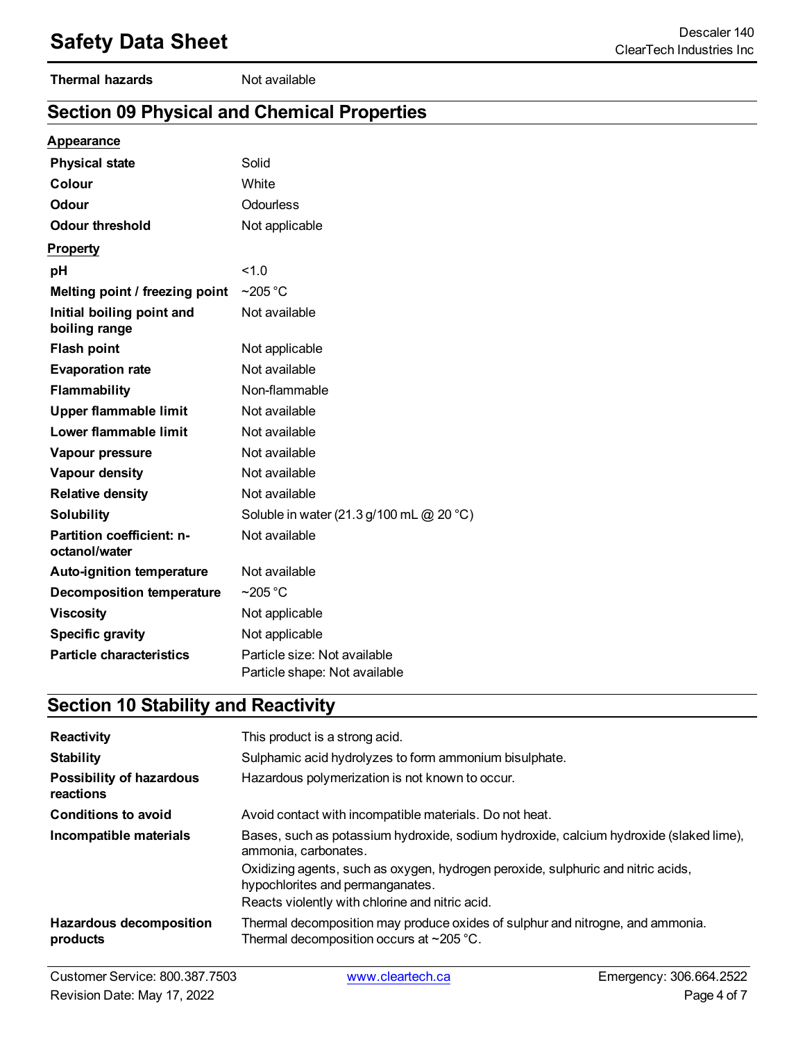| | |
|---|---|
| **Thermal hazards** | Not available |

## Section 09 Physical and Chemical Properties

**Appearance**

| | |
|---|---|
| **Physical state** | Solid |
| **Colour** | White |
| **Odour** | Odourless |
| **Odour threshold** | Not applicable |

**Property**

| | |
|---|---|
| **pH** | <1.0 |
| **Melting point / freezing point** | ~205 °C |
| **Initial boiling point and boiling range** | Not available |
| **Flash point** | Not applicable |
| **Evaporation rate** | Not available |
| **Flammability** | Non-flammable |
| **Upper flammable limit** | Not available |
| **Lower flammable limit** | Not available |
| **Vapour pressure** | Not available |
| **Vapour density** | Not available |
| **Relative density** | Not available |
| **Solubility** | Soluble in water (21.3 g/100 mL @ 20 °C) |
| **Partition coefficient: n-octanol/water** | Not available |
| **Auto-ignition temperature** | Not available |
| **Decomposition temperature** | ~205 °C |
| **Viscosity** | Not applicable |
| **Specific gravity** | Not applicable |
| **Particle characteristics** | Particle size: Not available<br>Particle shape: Not available |

## Section 10 Stability and Reactivity

| | |
|---|---|
| **Reactivity** | This product is a strong acid. |
| **Stability** | Sulphamic acid hydrolyzes to form ammonium bisulphate. |
| **Possibility of hazardous reactions** | Hazardous polymerization is not known to occur. |
| **Conditions to avoid** | Avoid contact with incompatible materials. Do not heat. |
| **Incompatible materials** | Bases, such as potassium hydroxide, sodium hydroxide, calcium hydroxide (slaked lime), ammonia, carbonates.<br>Oxidizing agents, such as oxygen, hydrogen peroxide, sulphuric and nitric acids, hypochlorites and permanganates.<br>Reacts violently with chlorine and nitric acid. |
| **Hazardous decomposition products** | Thermal decomposition may produce oxides of sulphur and nitrogne, and ammonia.<br>Thermal decomposition occurs at ~205 °C. |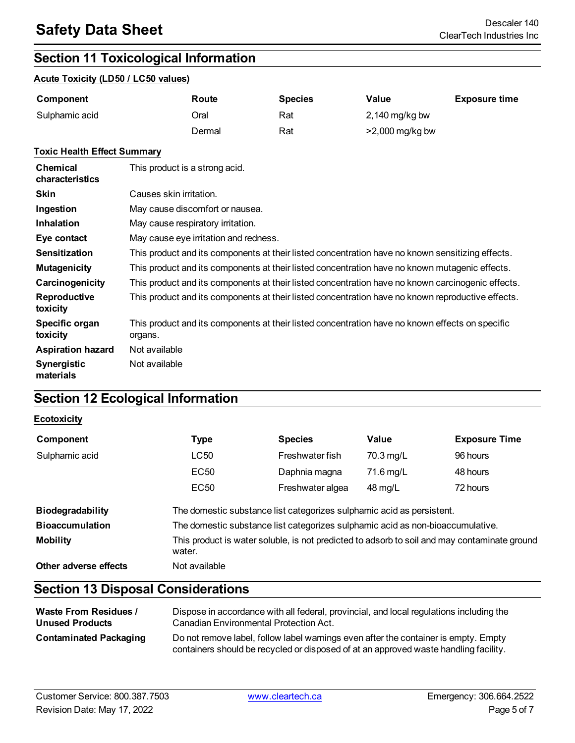## Section 11 Toxicological Information

**Acute Toxicity (LD50 / LC50 values)**

| Component | Route | Species | Value | Exposure time |
|---|---|---|---|---|
| Sulphamic acid | Oral | Rat | 2,140 mg/kg bw | |
| | Dermal | Rat | >2,000 mg/kg bw | |

**Toxic Health Effect Summary**

| | |
|---|---|
| **Chemical characteristics** | This product is a strong acid. |
| **Skin** | Causes skin irritation. |
| **Ingestion** | May cause discomfort or nausea. |
| **Inhalation** | May cause respiratory irritation. |
| **Eye contact** | May cause eye irritation and redness. |
| **Sensitization** | This product and its components at their listed concentration have no known sensitizing effects. |
| **Mutagenicity** | This product and its components at their listed concentration have no known mutagenic effects. |
| **Carcinogenicity** | This product and its components at their listed concentration have no known carcinogenic effects. |
| **Reproductive toxicity** | This product and its components at their listed concentration have no known reproductive effects. |
| **Specific organ toxicity** | This product and its components at their listed concentration have no known effects on specific organs. |
| **Aspiration hazard** | Not available |
| **Synergistic materials** | Not available |

## Section 12 Ecological Information

**Ecotoxicity**

| Component | Type | Species | Value | Exposure Time |
|---|---|---|---|---|
| Sulphamic acid | LC50 | Freshwater fish | 70.3 mg/L | 96 hours |
| | EC50 | Daphnia magna | 71.6 mg/L | 48 hours |
| | EC50 | Freshwater algea | 48 mg/L | 72 hours |

| | |
|---|---|
| **Biodegradability** | The domestic substance list categorizes sulphamic acid as persistent. |
| **Bioaccumulation** | The domestic substance list categorizes sulphamic acid as non-bioaccumulative. |
| **Mobility** | This product is water soluble, is not predicted to adsorb to soil and may contaminate ground water. |
| **Other adverse effects** | Not available |

## Section 13 Disposal Considerations

| | |
|---|---|
| **Waste From Residues / Unused Products** | Dispose in accordance with all federal, provincial, and local regulations including the Canadian Environmental Protection Act. |
| **Contaminated Packaging** | Do not remove label, follow label warnings even after the container is empty. Empty containers should be recycled or disposed of at an approved waste handling facility. |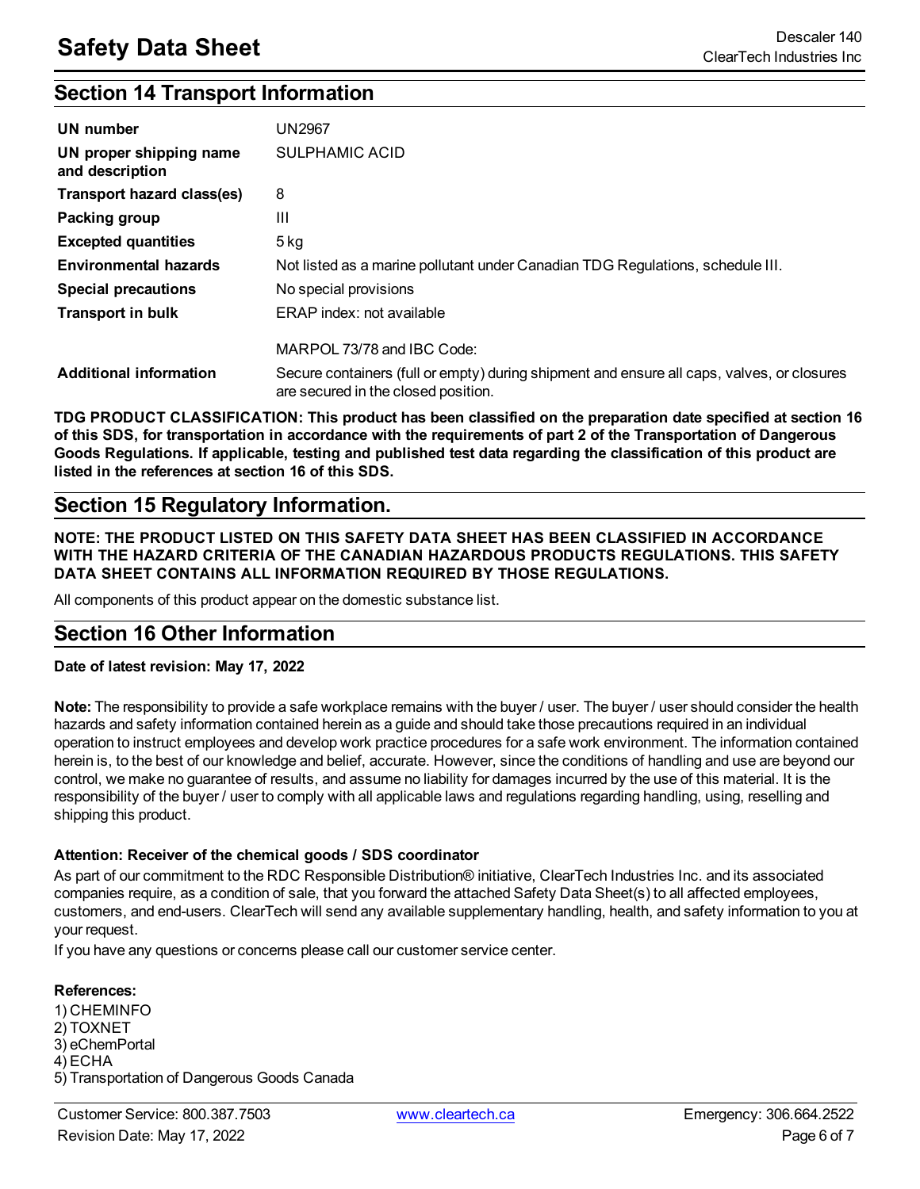## Section 14 Transport Information

| | |
|---|---|
| **UN number** | UN2967 |
| **UN proper shipping name and description** | SULPHAMIC ACID |
| **Transport hazard class(es)** | 8 |
| **Packing group** | III |
| **Excepted quantities** | 5 kg |
| **Environmental hazards** | Not listed as a marine pollutant under Canadian TDG Regulations, schedule III. |
| **Special precautions** | No special provisions |
| **Transport in bulk** | ERAP index: not available |
| | MARPOL 73/78 and IBC Code: |
| **Additional information** | Secure containers (full or empty) during shipment and ensure all caps, valves, or closures are secured in the closed position. |

**TDG PRODUCT CLASSIFICATION: This product has been classified on the preparation date specified at section 16 of this SDS, for transportation in accordance with the requirements of part 2 of the Transportation of Dangerous Goods Regulations. If applicable, testing and published test data regarding the classification of this product are listed in the references at section 16 of this SDS.**

## Section 15 Regulatory Information.

**NOTE: THE PRODUCT LISTED ON THIS SAFETY DATA SHEET HAS BEEN CLASSIFIED IN ACCORDANCE WITH THE HAZARD CRITERIA OF THE CANADIAN HAZARDOUS PRODUCTS REGULATIONS. THIS SAFETY DATA SHEET CONTAINS ALL INFORMATION REQUIRED BY THOSE REGULATIONS.**

All components of this product appear on the domestic substance list.

## Section 16 Other Information

**Date of latest revision: May 17, 2022**

**Note:** The responsibility to provide a safe workplace remains with the buyer / user. The buyer / user should consider the health hazards and safety information contained herein as a guide and should take those precautions required in an individual operation to instruct employees and develop work practice procedures for a safe work environment. The information contained herein is, to the best of our knowledge and belief, accurate. However, since the conditions of handling and use are beyond our control, we make no guarantee of results, and assume no liability for damages incurred by the use of this material. It is the responsibility of the buyer / user to comply with all applicable laws and regulations regarding handling, using, reselling and shipping this product.

**Attention: Receiver of the chemical goods / SDS coordinator**

As part of our commitment to the RDC Responsible Distribution® initiative, ClearTech Industries Inc. and its associated companies require, as a condition of sale, that you forward the attached Safety Data Sheet(s) to all affected employees, customers, and end-users. ClearTech will send any available supplementary handling, health, and safety information to you at your request.

If you have any questions or concerns please call our customer service center.

**References:**

1) CHEMINFO
2) TOXNET
3) eChemPortal
4) ECHA
5) Transportation of Dangerous Goods Canada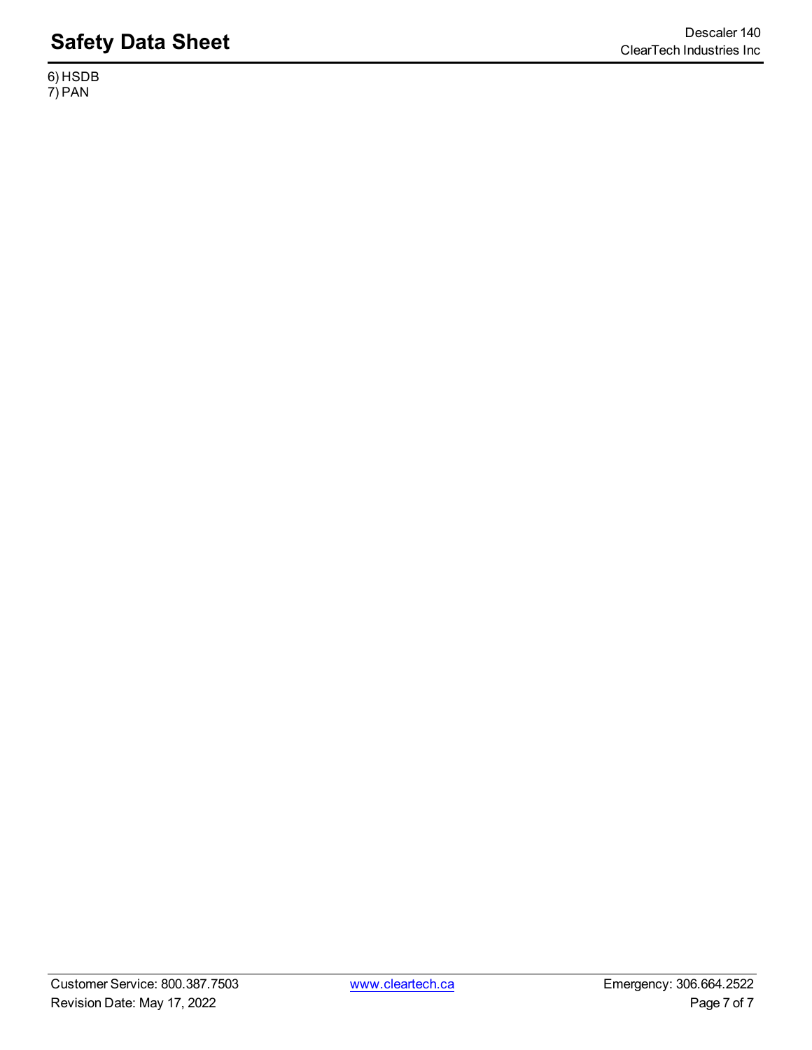6) HSDB
7) PAN